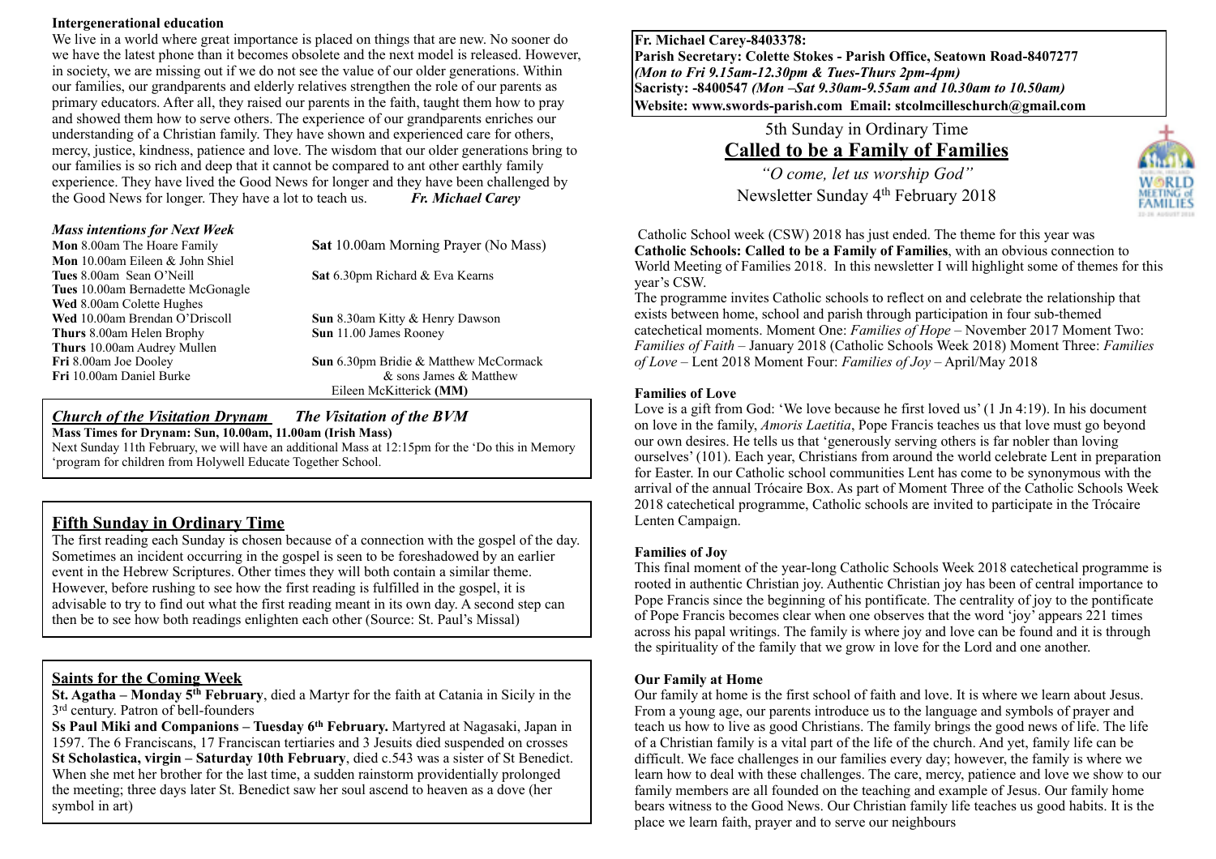**Intergenerational education**

We live in a world where great importance is placed on things that are new. No sooner do we have the latest phone than it becomes obsolete and the next model is released. However, in society, we are missing out if we do not see the value of our older generations. Within our families, our grandparents and elderly relatives strengthen the role of our parents as primary educators. After all, they raised our parents in the faith, taught them how to pray and showed them how to serve others. The experience of our grandparents enriches our understanding of a Christian family. They have shown and experienced care for others, mercy, justice, kindness, patience and love. The wisdom that our older generations bring to our families is so rich and deep that it cannot be compared to ant other earthly family experience. They have lived the Good News for longer and they have been challenged by the Good News for longer. They have a lot to teach us. ***Fr. Michael Carey***

***Mass intentions for Next Week***

**Mon** 8.00am The Hoare Family
**Mon** 10.00am Eileen & John Shiel
**Tues** 8.00am Sean O'Neill
**Tues** 10.00am Bernadette McGonagle
**Wed** 8.00am Colette Hughes
**Wed** 10.00am Brendan O'Driscoll
**Thurs** 8.00am Helen Brophy
**Thurs** 10.00am Audrey Mullen
**Fri** 8.00am Joe Dooley
**Fri** 10.00am Daniel Burke

**Sat** 10.00am Morning Prayer (No Mass)
**Sat** 6.30pm Richard & Eva Kearns
**Sun** 8.30am Kitty & Henry Dawson
**Sun** 11.00 James Rooney
**Sun** 6.30pm Bridie & Matthew McCormack & sons James & Matthew
Eileen McKitterick **(MM)**

***Church of the Visitation Drynam*** ***The Visitation of the BVM***

**Mass Times for Drynam: Sun, 10.00am, 11.00am (Irish Mass)**

Next Sunday 11th February, we will have an additional Mass at 12:15pm for the 'Do this in Memory 'program for children from Holywell Educate Together School.

## Fifth Sunday in Ordinary Time

The first reading each Sunday is chosen because of a connection with the gospel of the day. Sometimes an incident occurring in the gospel is seen to be foreshadowed by an earlier event in the Hebrew Scriptures. Other times they will both contain a similar theme. However, before rushing to see how the first reading is fulfilled in the gospel, it is advisable to try to find out what the first reading meant in its own day. A second step can then be to see how both readings enlighten each other (Source: St. Paul's Missal)

## Saints for the Coming Week

**St. Agatha – Monday 5th February**, died a Martyr for the faith at Catania in Sicily in the 3rd century. Patron of bell-founders

**Ss Paul Miki and Companions – Tuesday 6th February.** Martyred at Nagasaki, Japan in 1597. The 6 Franciscans, 17 Franciscan tertiaries and 3 Jesuits died suspended on crosses

**St Scholastica, virgin – Saturday 10th February**, died c.543 was a sister of St Benedict. When she met her brother for the last time, a sudden rainstorm providentially prolonged the meeting; three days later St. Benedict saw her soul ascend to heaven as a dove (her symbol in art)

**Fr. Michael Carey-8403378:**
**Parish Secretary: Colette Stokes - Parish Office, Seatown Road-8407277**
***(Mon to Fri 9.15am-12.30pm & Tues-Thurs 2pm-4pm)***
**Sacristy: -8400547** ***(Mon –Sat 9.30am-9.55am and 10.30am to 10.50am)***
**Website: www.swords-parish.com Email: stcolmcilleschurch@gmail.com**

5th Sunday in Ordinary Time

# Called to be a Family of Families

*"O come, let us worship God"*

Newsletter Sunday 4th February 2018

Catholic School week (CSW) 2018 has just ended. The theme for this year was **Catholic Schools: Called to be a Family of Families**, with an obvious connection to World Meeting of Families 2018. In this newsletter I will highlight some of themes for this year's CSW.

The programme invites Catholic schools to reflect on and celebrate the relationship that exists between home, school and parish through participation in four sub-themed catechetical moments. Moment One: *Families of Hope* – November 2017 Moment Two: *Families of Faith* – January 2018 (Catholic Schools Week 2018) Moment Three: *Families of Love* – Lent 2018 Moment Four: *Families of Joy* – April/May 2018

**Families of Love**

Love is a gift from God: 'We love because he first loved us' (1 Jn 4:19). In his document on love in the family, *Amoris Laetitia*, Pope Francis teaches us that love must go beyond our own desires. He tells us that 'generously serving others is far nobler than loving ourselves' (101). Each year, Christians from around the world celebrate Lent in preparation for Easter. In our Catholic school communities Lent has come to be synonymous with the arrival of the annual Trócaire Box. As part of Moment Three of the Catholic Schools Week 2018 catechetical programme, Catholic schools are invited to participate in the Trócaire Lenten Campaign.

**Families of Joy**

This final moment of the year-long Catholic Schools Week 2018 catechetical programme is rooted in authentic Christian joy. Authentic Christian joy has been of central importance to Pope Francis since the beginning of his pontificate. The centrality of joy to the pontificate of Pope Francis becomes clear when one observes that the word 'joy' appears 221 times across his papal writings. The family is where joy and love can be found and it is through the spirituality of the family that we grow in love for the Lord and one another.

**Our Family at Home**

Our family at home is the first school of faith and love. It is where we learn about Jesus. From a young age, our parents introduce us to the language and symbols of prayer and teach us how to live as good Christians. The family brings the good news of life. The life of a Christian family is a vital part of the life of the church. And yet, family life can be difficult. We face challenges in our families every day; however, the family is where we learn how to deal with these challenges. The care, mercy, patience and love we show to our family members are all founded on the teaching and example of Jesus. Our family home bears witness to the Good News. Our Christian family life teaches us good habits. It is the place we learn faith, prayer and to serve our neighbours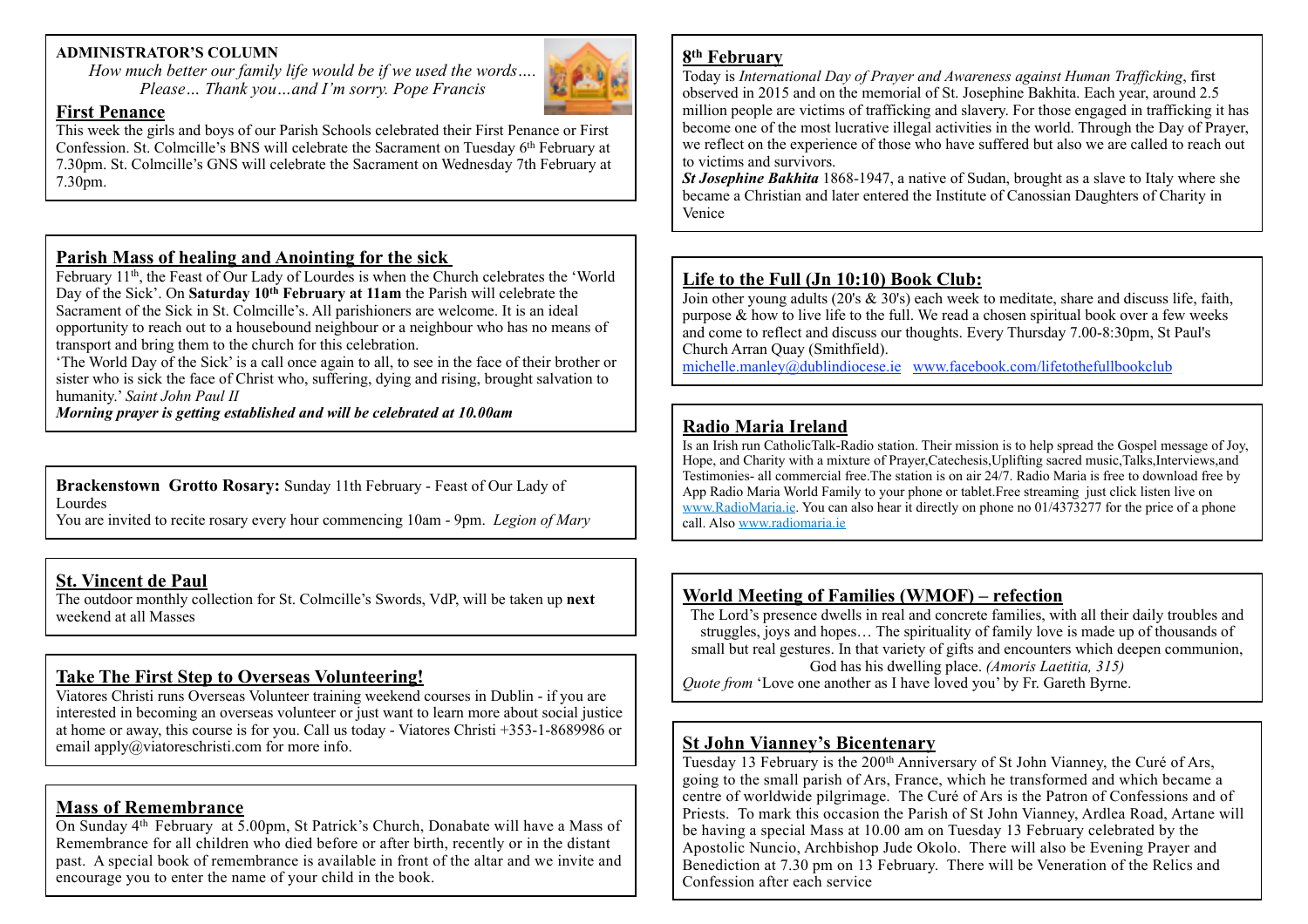**ADMINISTRATOR'S COLUMN**

*How much better our family life would be if we used the words…. Please… Thank you…and I'm sorry. Pope Francis*

## First Penance

This week the girls and boys of our Parish Schools celebrated their First Penance or First Confession. St. Colmcille's BNS will celebrate the Sacrament on Tuesday 6th February at 7.30pm. St. Colmcille's GNS will celebrate the Sacrament on Wednesday 7th February at 7.30pm.

## Parish Mass of healing and Anointing for the sick

February 11th, the Feast of Our Lady of Lourdes is when the Church celebrates the 'World Day of the Sick'. On **Saturday 10th February at 11am** the Parish will celebrate the Sacrament of the Sick in St. Colmcille's. All parishioners are welcome. It is an ideal opportunity to reach out to a housebound neighbour or a neighbour who has no means of transport and bring them to the church for this celebration.

'The World Day of the Sick' is a call once again to all, to see in the face of their brother or sister who is sick the face of Christ who, suffering, dying and rising, brought salvation to humanity.' *Saint John Paul II*

***Morning prayer is getting established and will be celebrated at 10.00am***

**Brackenstown Grotto Rosary:** Sunday 11th February - Feast of Our Lady of Lourdes

You are invited to recite rosary every hour commencing 10am - 9pm. *Legion of Mary*

## St. Vincent de Paul

The outdoor monthly collection for St. Colmcille's Swords, VdP, will be taken up **next** weekend at all Masses

## Take The First Step to Overseas Volunteering!

Viatores Christi runs Overseas Volunteer training weekend courses in Dublin - if you are interested in becoming an overseas volunteer or just want to learn more about social justice at home or away, this course is for you. Call us today - Viatores Christi +353-1-8689986 or email apply@viatoreschristi.com for more info.

## Mass of Remembrance

On Sunday 4th February at 5.00pm, St Patrick's Church, Donabate will have a Mass of Remembrance for all children who died before or after birth, recently or in the distant past. A special book of remembrance is available in front of the altar and we invite and encourage you to enter the name of your child in the book.

## 8th February

Today is *International Day of Prayer and Awareness against Human Trafficking*, first observed in 2015 and on the memorial of St. Josephine Bakhita. Each year, around 2.5 million people are victims of trafficking and slavery. For those engaged in trafficking it has become one of the most lucrative illegal activities in the world. Through the Day of Prayer, we reflect on the experience of those who have suffered but also we are called to reach out to victims and survivors.

***St Josephine Bakhita*** 1868-1947, a native of Sudan, brought as a slave to Italy where she became a Christian and later entered the Institute of Canossian Daughters of Charity in Venice

## Life to the Full (Jn 10:10) Book Club:

Join other young adults (20's & 30's) each week to meditate, share and discuss life, faith, purpose & how to live life to the full. We read a chosen spiritual book over a few weeks and come to reflect and discuss our thoughts. Every Thursday 7.00-8:30pm, St Paul's Church Arran Quay (Smithfield).

michelle.manley@dublindiocese.ie www.facebook.com/lifetothefullbookclub

## Radio Maria Ireland

Is an Irish run CatholicTalk-Radio station. Their mission is to help spread the Gospel message of Joy, Hope, and Charity with a mixture of Prayer,Catechesis,Uplifting sacred music,Talks,Interviews,and Testimonies- all commercial free.The station is on air 24/7. Radio Maria is free to download free by App Radio Maria World Family to your phone or tablet.Free streaming just click listen live on www.RadioMaria.ie. You can also hear it directly on phone no 01/4373277 for the price of a phone call. Also www.radiomaria.ie

## World Meeting of Families (WMOF) – refection

The Lord's presence dwells in real and concrete families, with all their daily troubles and struggles, joys and hopes… The spirituality of family love is made up of thousands of small but real gestures. In that variety of gifts and encounters which deepen communion, God has his dwelling place. *(Amoris Laetitia, 315)*

*Quote from* 'Love one another as I have loved you' by Fr. Gareth Byrne.

## St John Vianney's Bicentenary

Tuesday 13 February is the 200th Anniversary of St John Vianney, the Curé of Ars, going to the small parish of Ars, France, which he transformed and which became a centre of worldwide pilgrimage. The Curé of Ars is the Patron of Confessions and of Priests. To mark this occasion the Parish of St John Vianney, Ardlea Road, Artane will be having a special Mass at 10.00 am on Tuesday 13 February celebrated by the Apostolic Nuncio, Archbishop Jude Okolo. There will also be Evening Prayer and Benediction at 7.30 pm on 13 February. There will be Veneration of the Relics and Confession after each service